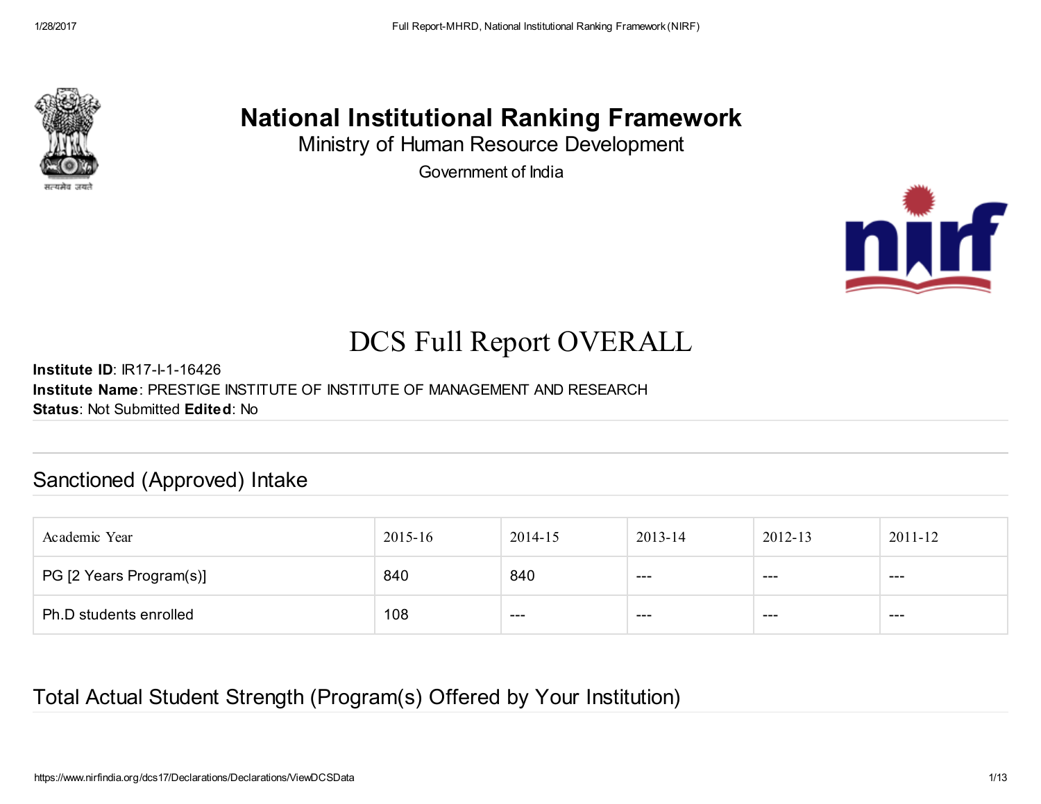# National Institutional Ranking Framework

Ministry of Human Resource Development

Government of India

## DCS Full Report OVERALL

**Institute ID**: IR17-I-1-16426
**Institute Name**: PRESTIGE INSTITUTE OF INSTITUTE OF MANAGEMENT AND RESEARCH
**Status**: Not Submitted **Edited**: No

## Sanctioned (Approved) Intake

| Academic Year | 2015-16 | 2014-15 | 2013-14 | 2012-13 | 2011-12 |
|---|---|---|---|---|---|
| PG [2 Years Program(s)] | 840 | 840 | --- | --- | --- |
| Ph.D students enrolled | 108 | --- | --- | --- | --- |

## Total Actual Student Strength (Program(s) Offered by Your Institution)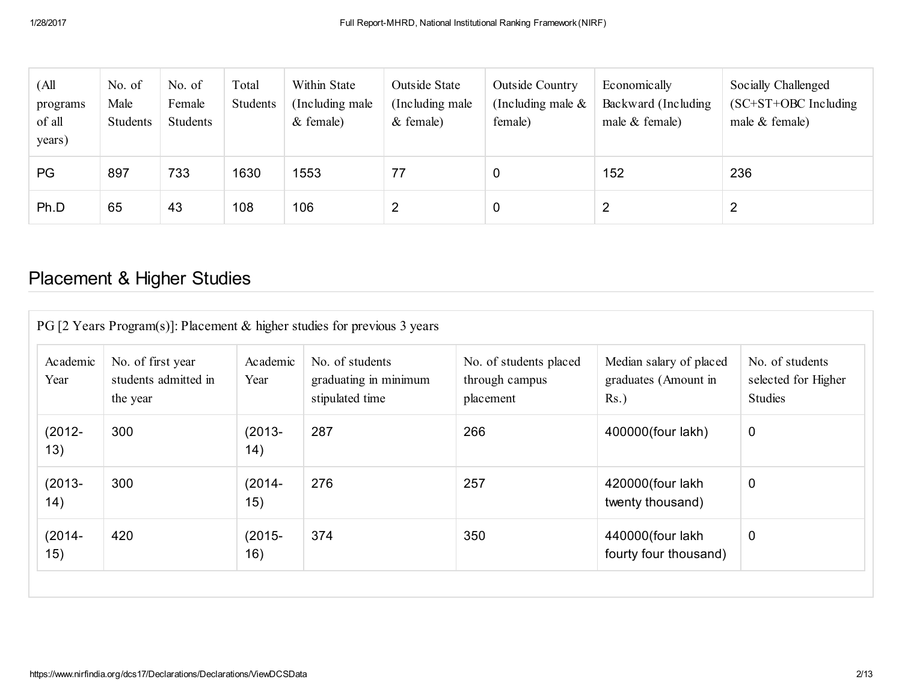| (All programs of all years) | No. of Male Students | No. of Female Students | Total Students | Within State (Including male & female) | Outside State (Including male & female) | Outside Country (Including male & female) | Economically Backward (Including male & female) | Socially Challenged (SC+ST+OBC Including male & female) |
|---|---|---|---|---|---|---|---|---|
| PG | 897 | 733 | 1630 | 1553 | 77 | 0 | 152 | 236 |
| Ph.D | 65 | 43 | 108 | 106 | 2 | 0 | 2 | 2 |

## Placement & Higher Studies

PG [2 Years Program(s)]: Placement & higher studies for previous 3 years

| Academic Year | No. of first year students admitted in the year | Academic Year | No. of students graduating in minimum stipulated time | No. of students placed through campus placement | Median salary of placed graduates (Amount in Rs.) | No. of students selected for Higher Studies |
|---|---|---|---|---|---|---|
| (2012-13) | 300 | (2013-14) | 287 | 266 | 400000(four lakh) | 0 |
| (2013-14) | 300 | (2014-15) | 276 | 257 | 420000(four lakh twenty thousand) | 0 |
| (2014-15) | 420 | (2015-16) | 374 | 350 | 440000(four lakh fourty four thousand) | 0 |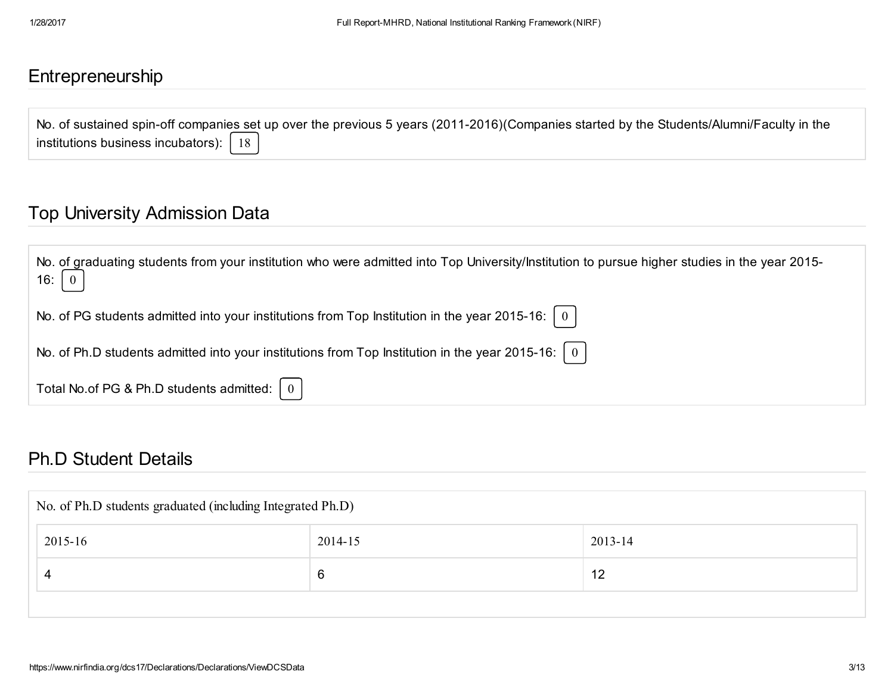## Entrepreneurship

No. of sustained spin-off companies set up over the previous 5 years (2011-2016)(Companies started by the Students/Alumni/Faculty in the institutions business incubators): 18

## Top University Admission Data

No. of graduating students from your institution who were admitted into Top University/Institution to pursue higher studies in the year 2015-16: 0

No. of PG students admitted into your institutions from Top Institution in the year 2015-16: 0

No. of Ph.D students admitted into your institutions from Top Institution in the year 2015-16: 0

Total No.of PG & Ph.D students admitted: 0

## Ph.D Student Details

No. of Ph.D students graduated (including Integrated Ph.D)

| 2015-16 | 2014-15 | 2013-14 |
| --- | --- | --- |
| 4 | 6 | 12 |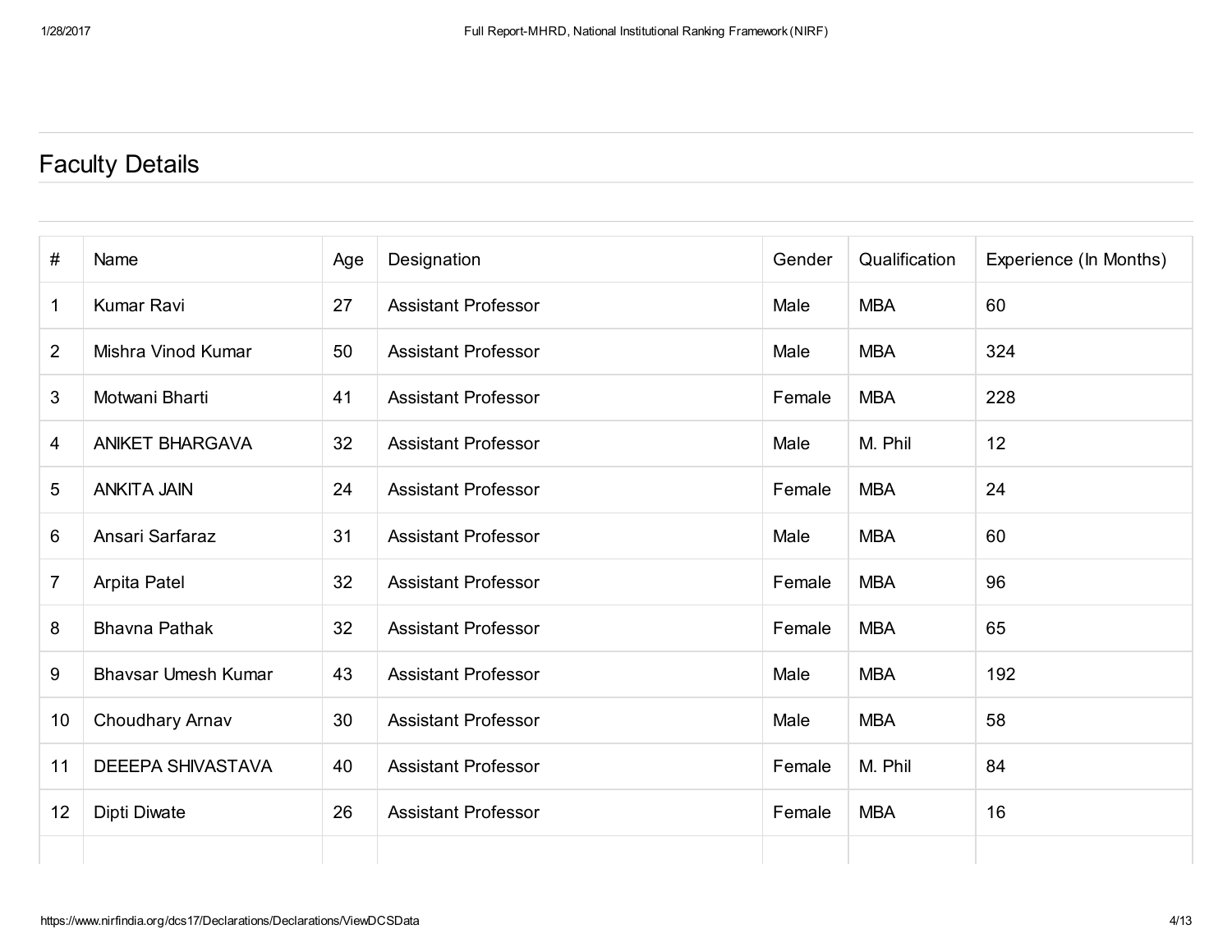## Faculty Details

| # | Name | Age | Designation | Gender | Qualification | Experience (In Months) |
|---|---|---|---|---|---|---|
| 1 | Kumar Ravi | 27 | Assistant Professor | Male | MBA | 60 |
| 2 | Mishra Vinod Kumar | 50 | Assistant Professor | Male | MBA | 324 |
| 3 | Motwani Bharti | 41 | Assistant Professor | Female | MBA | 228 |
| 4 | ANIKET BHARGAVA | 32 | Assistant Professor | Male | M. Phil | 12 |
| 5 | ANKITA JAIN | 24 | Assistant Professor | Female | MBA | 24 |
| 6 | Ansari Sarfaraz | 31 | Assistant Professor | Male | MBA | 60 |
| 7 | Arpita Patel | 32 | Assistant Professor | Female | MBA | 96 |
| 8 | Bhavna Pathak | 32 | Assistant Professor | Female | MBA | 65 |
| 9 | Bhavsar Umesh Kumar | 43 | Assistant Professor | Male | MBA | 192 |
| 10 | Choudhary Arnav | 30 | Assistant Professor | Male | MBA | 58 |
| 11 | DEEEPA SHIVASTAVA | 40 | Assistant Professor | Female | M. Phil | 84 |
| 12 | Dipti Diwate | 26 | Assistant Professor | Female | MBA | 16 |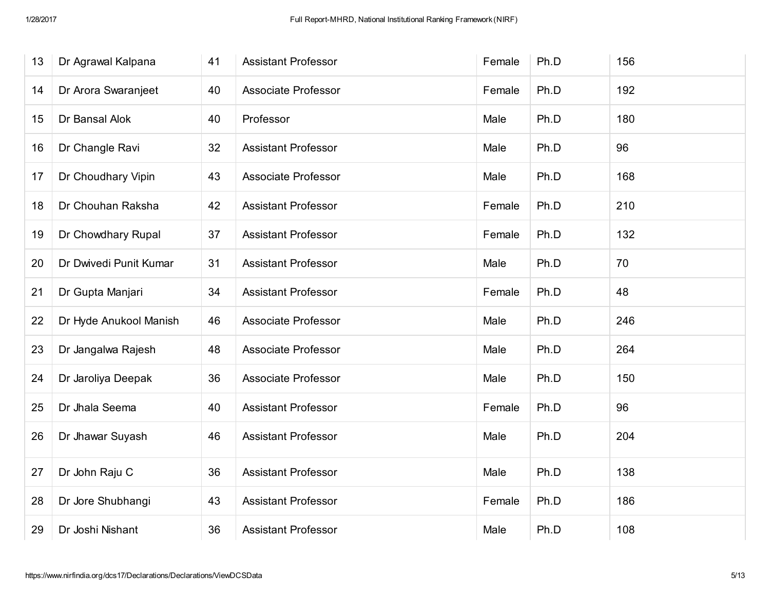| | | | | | | |
|---|---|---|---|---|---|---|
| 13 | Dr Agrawal Kalpana | 41 | Assistant Professor | Female | Ph.D | 156 |
| 14 | Dr Arora Swaranjeet | 40 | Associate Professor | Female | Ph.D | 192 |
| 15 | Dr Bansal Alok | 40 | Professor | Male | Ph.D | 180 |
| 16 | Dr Changle Ravi | 32 | Assistant Professor | Male | Ph.D | 96 |
| 17 | Dr Choudhary Vipin | 43 | Associate Professor | Male | Ph.D | 168 |
| 18 | Dr Chouhan Raksha | 42 | Assistant Professor | Female | Ph.D | 210 |
| 19 | Dr Chowdhary Rupal | 37 | Assistant Professor | Female | Ph.D | 132 |
| 20 | Dr Dwivedi Punit Kumar | 31 | Assistant Professor | Male | Ph.D | 70 |
| 21 | Dr Gupta Manjari | 34 | Assistant Professor | Female | Ph.D | 48 |
| 22 | Dr Hyde Anukool Manish | 46 | Associate Professor | Male | Ph.D | 246 |
| 23 | Dr Jangalwa Rajesh | 48 | Associate Professor | Male | Ph.D | 264 |
| 24 | Dr Jaroliya Deepak | 36 | Associate Professor | Male | Ph.D | 150 |
| 25 | Dr Jhala Seema | 40 | Assistant Professor | Female | Ph.D | 96 |
| 26 | Dr Jhawar Suyash | 46 | Assistant Professor | Male | Ph.D | 204 |
| 27 | Dr John Raju C | 36 | Assistant Professor | Male | Ph.D | 138 |
| 28 | Dr Jore Shubhangi | 43 | Assistant Professor | Female | Ph.D | 186 |
| 29 | Dr Joshi Nishant | 36 | Assistant Professor | Male | Ph.D | 108 |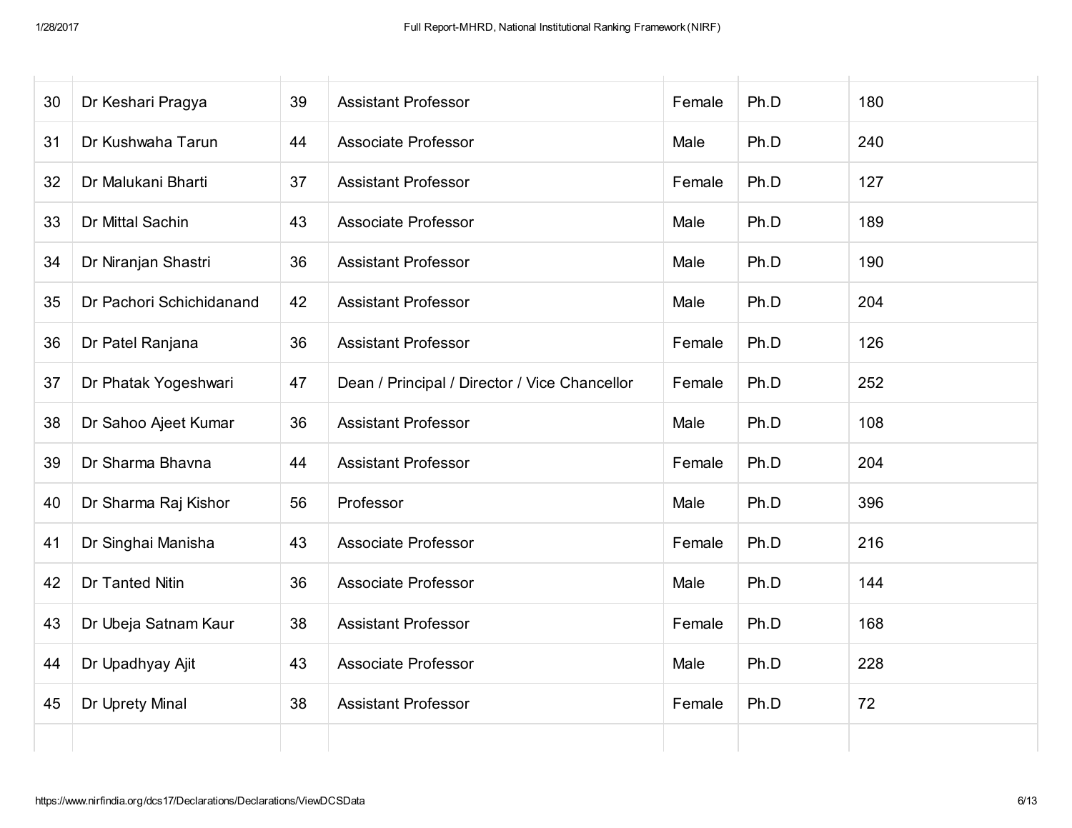| | | | | | | |
|---|---|---|---|---|---|---|
| 30 | Dr Keshari Pragya | 39 | Assistant Professor | Female | Ph.D | 180 |
| 31 | Dr Kushwaha Tarun | 44 | Associate Professor | Male | Ph.D | 240 |
| 32 | Dr Malukani Bharti | 37 | Assistant Professor | Female | Ph.D | 127 |
| 33 | Dr Mittal Sachin | 43 | Associate Professor | Male | Ph.D | 189 |
| 34 | Dr Niranjan Shastri | 36 | Assistant Professor | Male | Ph.D | 190 |
| 35 | Dr Pachori Schichidanand | 42 | Assistant Professor | Male | Ph.D | 204 |
| 36 | Dr Patel Ranjana | 36 | Assistant Professor | Female | Ph.D | 126 |
| 37 | Dr Phatak Yogeshwari | 47 | Dean / Principal / Director / Vice Chancellor | Female | Ph.D | 252 |
| 38 | Dr Sahoo Ajeet Kumar | 36 | Assistant Professor | Male | Ph.D | 108 |
| 39 | Dr Sharma Bhavna | 44 | Assistant Professor | Female | Ph.D | 204 |
| 40 | Dr Sharma Raj Kishor | 56 | Professor | Male | Ph.D | 396 |
| 41 | Dr Singhai Manisha | 43 | Associate Professor | Female | Ph.D | 216 |
| 42 | Dr Tanted Nitin | 36 | Associate Professor | Male | Ph.D | 144 |
| 43 | Dr Ubeja Satnam Kaur | 38 | Assistant Professor | Female | Ph.D | 168 |
| 44 | Dr Upadhyay Ajit | 43 | Associate Professor | Male | Ph.D | 228 |
| 45 | Dr Uprety Minal | 38 | Assistant Professor | Female | Ph.D | 72 |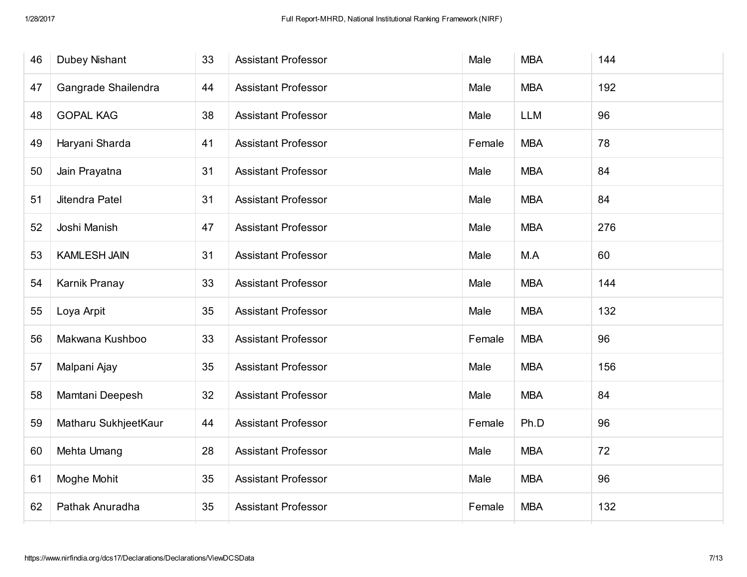| | | | | | | |
|---|---|---|---|---|---|---|
| 46 | Dubey Nishant | 33 | Assistant Professor | Male | MBA | 144 |
| 47 | Gangrade Shailendra | 44 | Assistant Professor | Male | MBA | 192 |
| 48 | GOPAL KAG | 38 | Assistant Professor | Male | LLM | 96 |
| 49 | Haryani Sharda | 41 | Assistant Professor | Female | MBA | 78 |
| 50 | Jain Prayatna | 31 | Assistant Professor | Male | MBA | 84 |
| 51 | Jitendra Patel | 31 | Assistant Professor | Male | MBA | 84 |
| 52 | Joshi Manish | 47 | Assistant Professor | Male | MBA | 276 |
| 53 | KAMLESH JAIN | 31 | Assistant Professor | Male | M.A | 60 |
| 54 | Karnik Pranay | 33 | Assistant Professor | Male | MBA | 144 |
| 55 | Loya Arpit | 35 | Assistant Professor | Male | MBA | 132 |
| 56 | Makwana Kushboo | 33 | Assistant Professor | Female | MBA | 96 |
| 57 | Malpani Ajay | 35 | Assistant Professor | Male | MBA | 156 |
| 58 | Mamtani Deepesh | 32 | Assistant Professor | Male | MBA | 84 |
| 59 | Matharu SukhjeetKaur | 44 | Assistant Professor | Female | Ph.D | 96 |
| 60 | Mehta Umang | 28 | Assistant Professor | Male | MBA | 72 |
| 61 | Moghe Mohit | 35 | Assistant Professor | Male | MBA | 96 |
| 62 | Pathak Anuradha | 35 | Assistant Professor | Female | MBA | 132 |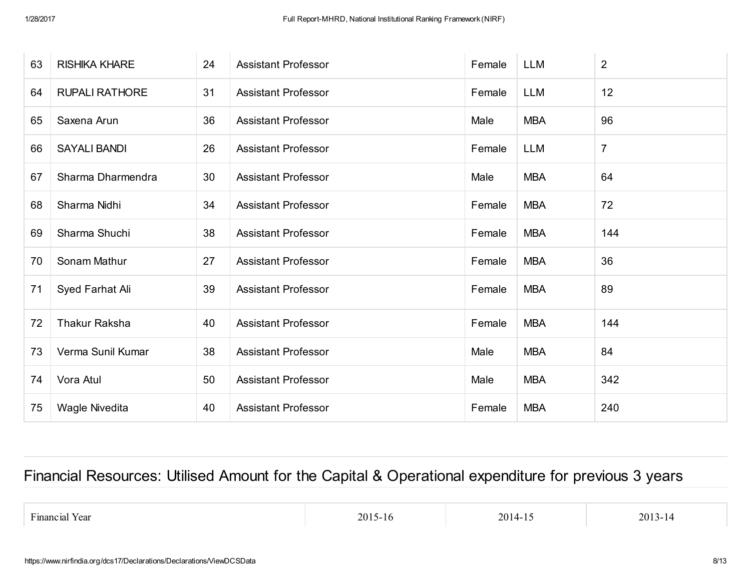| 63 | RISHIKA KHARE | 24 | Assistant Professor | Female | LLM | 2 |
|---|---|---|---|---|---|---|
| 64 | RUPALI RATHORE | 31 | Assistant Professor | Female | LLM | 12 |
| 65 | Saxena Arun | 36 | Assistant Professor | Male | MBA | 96 |
| 66 | SAYALI BANDI | 26 | Assistant Professor | Female | LLM | 7 |
| 67 | Sharma Dharmendra | 30 | Assistant Professor | Male | MBA | 64 |
| 68 | Sharma Nidhi | 34 | Assistant Professor | Female | MBA | 72 |
| 69 | Sharma Shuchi | 38 | Assistant Professor | Female | MBA | 144 |
| 70 | Sonam Mathur | 27 | Assistant Professor | Female | MBA | 36 |
| 71 | Syed Farhat Ali | 39 | Assistant Professor | Female | MBA | 89 |
| 72 | Thakur Raksha | 40 | Assistant Professor | Female | MBA | 144 |
| 73 | Verma Sunil Kumar | 38 | Assistant Professor | Male | MBA | 84 |
| 74 | Vora Atul | 50 | Assistant Professor | Male | MBA | 342 |
| 75 | Wagle Nivedita | 40 | Assistant Professor | Female | MBA | 240 |

## Financial Resources: Utilised Amount for the Capital & Operational expenditure for previous 3 years

| Financial Year | 2015-16 | 2014-15 | 2013-14 |
|---|---|---|---|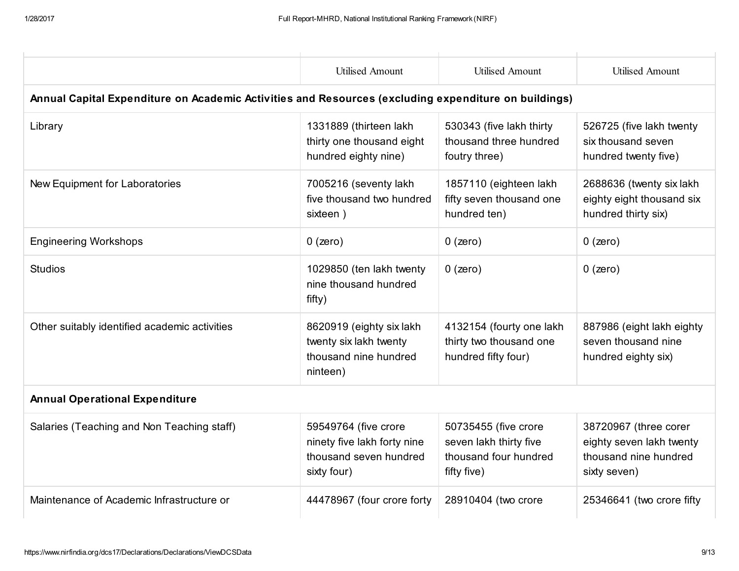| | Utilised Amount | Utilised Amount | Utilised Amount |
|---|---|---|---|
| **Annual Capital Expenditure on Academic Activities and Resources (excluding expenditure on buildings)** | | | |
| Library | 1331889 (thirteen lakh thirty one thousand eight hundred eighty nine) | 530343 (five lakh thirty thousand three hundred foutry three) | 526725 (five lakh twenty six thousand seven hundred twenty five) |
| New Equipment for Laboratories | 7005216 (seventy lakh five thousand two hundred sixteen ) | 1857110 (eighteen lakh fifty seven thousand one hundred ten) | 2688636 (twenty six lakh eighty eight thousand six hundred thirty six) |
| Engineering Workshops | 0 (zero) | 0 (zero) | 0 (zero) |
| Studios | 1029850 (ten lakh twenty nine thousand hundred fifty) | 0 (zero) | 0 (zero) |
| Other suitably identified academic activities | 8620919 (eighty six lakh twenty six lakh twenty thousand nine hundred ninteen) | 4132154 (fourty one lakh thirty two thousand one hundred fifty four) | 887986 (eight lakh eighty seven thousand nine hundred eighty six) |
| **Annual Operational Expenditure** | | | |
| Salaries (Teaching and Non Teaching staff) | 59549764 (five crore ninety five lakh forty nine thousand seven hundred sixty four) | 50735455 (five crore seven lakh thirty five thousand four hundred fifty five) | 38720967 (three corer eighty seven lakh twenty thousand nine hundred sixty seven) |
| Maintenance of Academic Infrastructure or | 44478967 (four crore forty | 28910404 (two crore | 25346641 (two crore fifty |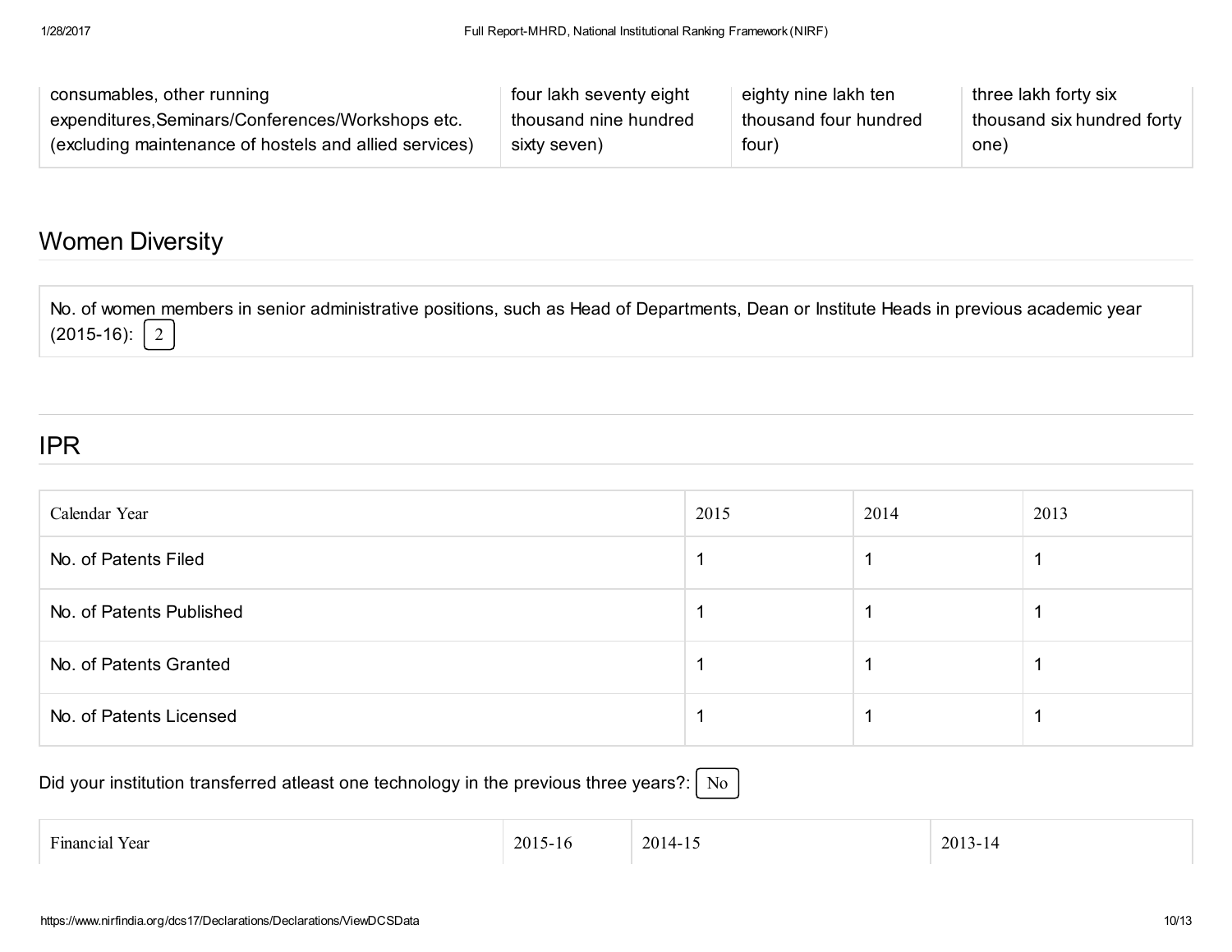| consumables, other running expenditures,Seminars/Conferences/Workshops etc. (excluding maintenance of hostels and allied services) | four lakh seventy eight thousand nine hundred sixty seven) | eighty nine lakh ten thousand four hundred four) | three lakh forty six thousand six hundred forty one) |
|---|---|---|---|

## Women Diversity

No. of women members in senior administrative positions, such as Head of Departments, Dean or Institute Heads in previous academic year (2015-16): 2

## IPR

| Calendar Year | 2015 | 2014 | 2013 |
|---|---|---|---|
| No. of Patents Filed | 1 | 1 | 1 |
| No. of Patents Published | 1 | 1 | 1 |
| No. of Patents Granted | 1 | 1 | 1 |
| No. of Patents Licensed | 1 | 1 | 1 |

Did your institution transferred atleast one technology in the previous three years?: No

| Financial Year | 2015-16 | 2014-15 | 2013-14 |
|---|---|---|---|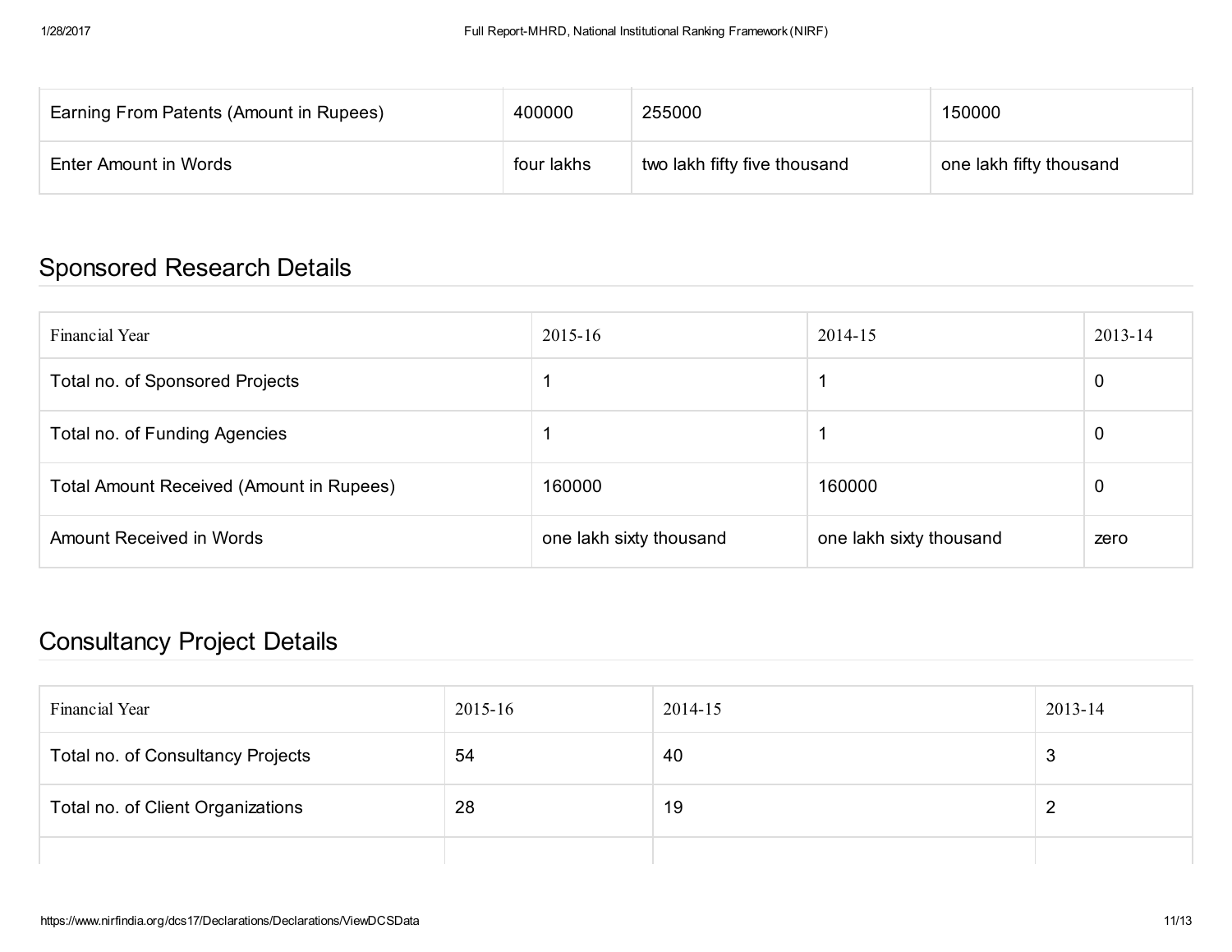| Earning From Patents (Amount in Rupees) | 400000 | 255000 | 150000 |
|---|---|---|---|
| Enter Amount in Words | four lakhs | two lakh fifty five thousand | one lakh fifty thousand |

## Sponsored Research Details

| Financial Year | 2015-16 | 2014-15 | 2013-14 |
|---|---|---|---|
| Total no. of Sponsored Projects | 1 | 1 | 0 |
| Total no. of Funding Agencies | 1 | 1 | 0 |
| Total Amount Received (Amount in Rupees) | 160000 | 160000 | 0 |
| Amount Received in Words | one lakh sixty thousand | one lakh sixty thousand | zero |

## Consultancy Project Details

| Financial Year | 2015-16 | 2014-15 | 2013-14 |
|---|---|---|---|
| Total no. of Consultancy Projects | 54 | 40 | 3 |
| Total no. of Client Organizations | 28 | 19 | 2 |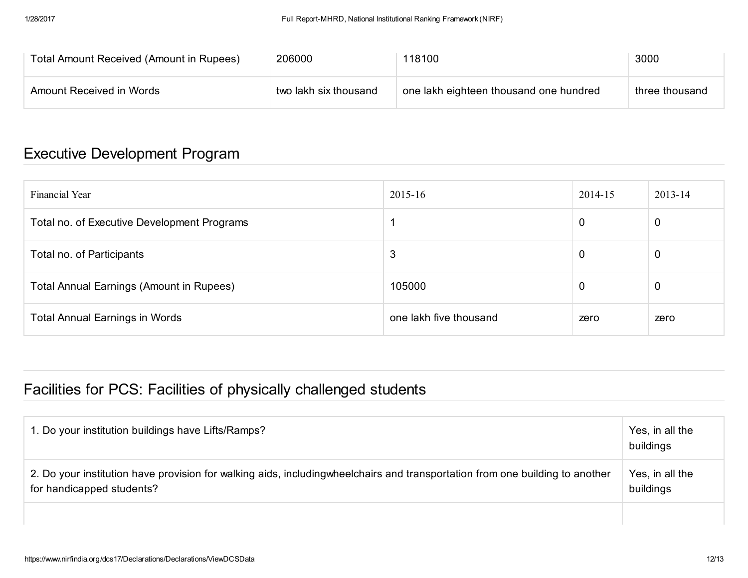| | | | |
|---|---|---|---|
| Total Amount Received (Amount in Rupees) | 206000 | 118100 | 3000 |
| Amount Received in Words | two lakh six thousand | one lakh eighteen thousand one hundred | three thousand |

## Executive Development Program

| Financial Year | 2015-16 | 2014-15 | 2013-14 |
|---|---|---|---|
| Total no. of Executive Development Programs | 1 | 0 | 0 |
| Total no. of Participants | 3 | 0 | 0 |
| Total Annual Earnings (Amount in Rupees) | 105000 | 0 | 0 |
| Total Annual Earnings in Words | one lakh five thousand | zero | zero |

## Facilities for PCS: Facilities of physically challenged students

| | |
|---|---|
| 1. Do your institution buildings have Lifts/Ramps? | Yes, in all the buildings |
| 2. Do your institution have provision for walking aids, includingwheelchairs and transportation from one building to another for handicapped students? | Yes, in all the buildings |
| | |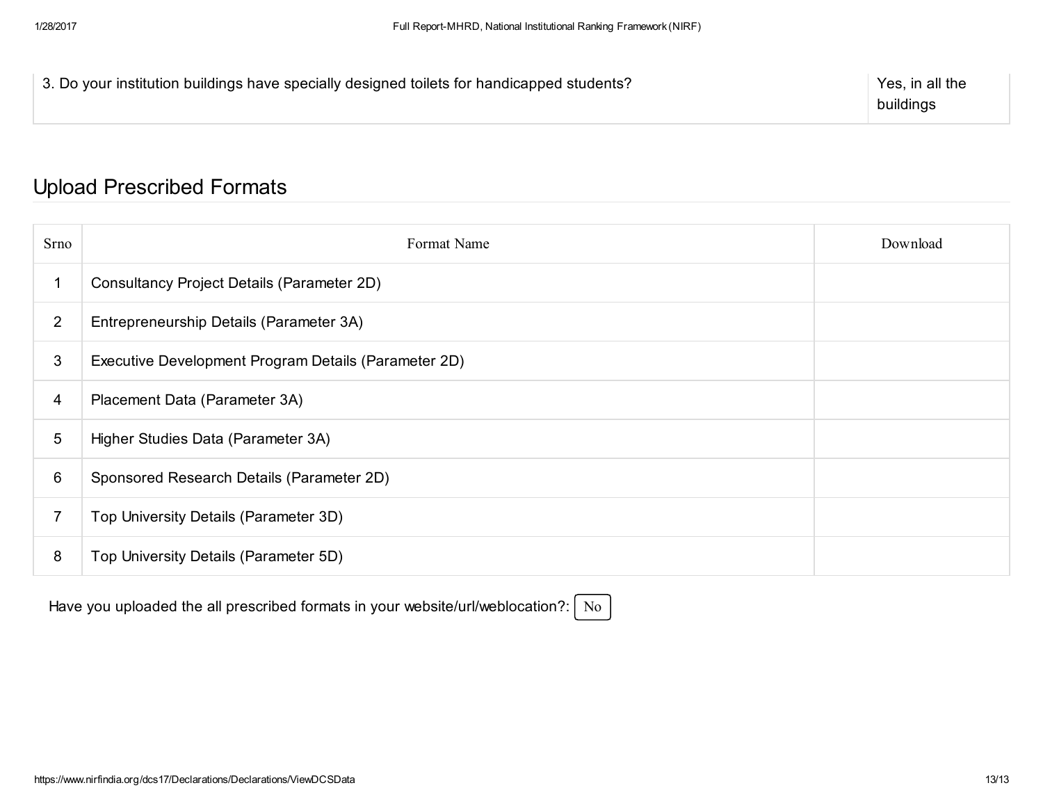| | |
|---|---|
| 3. Do your institution buildings have specially designed toilets for handicapped students? | Yes, in all the buildings |

## Upload Prescribed Formats

| Srno | Format Name | Download |
|---|---|---|
| 1 | Consultancy Project Details (Parameter 2D) | |
| 2 | Entrepreneurship Details (Parameter 3A) | |
| 3 | Executive Development Program Details (Parameter 2D) | |
| 4 | Placement Data (Parameter 3A) | |
| 5 | Higher Studies Data (Parameter 3A) | |
| 6 | Sponsored Research Details (Parameter 2D) | |
| 7 | Top University Details (Parameter 3D) | |
| 8 | Top University Details (Parameter 5D) | |

Have you uploaded the all prescribed formats in your website/url/weblocation?: No